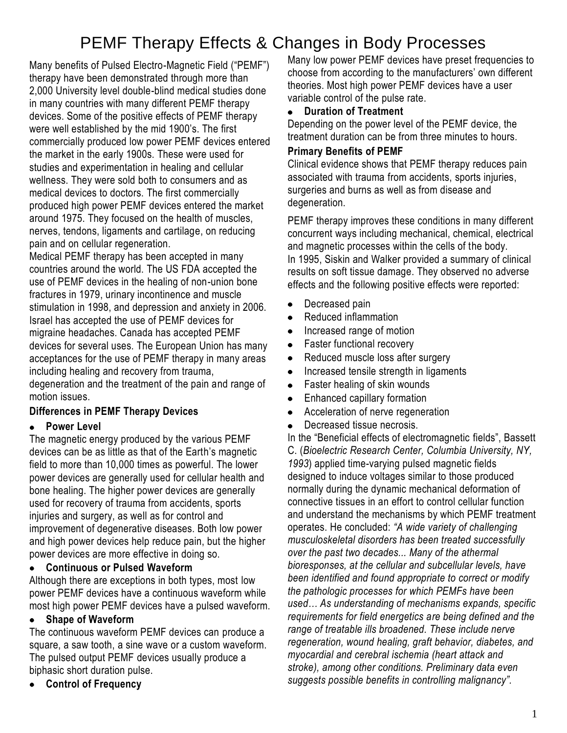# PEMF Therapy Effects & Changes in Body Processes

Many benefits of Pulsed Electro-Magnetic Field ("PEMF") therapy have been demonstrated through more than 2,000 University level double-blind medical studies done in many countries with many different PEMF therapy devices. Some of the positive effects of PEMF therapy were well established by the mid 1900's. The first commercially produced low power PEMF devices entered the market in the early 1900s. These were used for studies and experimentation in healing and cellular wellness. They were sold both to consumers and as medical devices to doctors. The first commercially produced high power PEMF devices entered the market around 1975. They focused on the health of muscles, nerves, tendons, ligaments and cartilage, on reducing pain and on cellular regeneration.

Medical PEMF therapy has been accepted in many countries around the world. The US FDA accepted the use of PEMF devices in the healing of non-union bone fractures in 1979, urinary incontinence and muscle stimulation in 1998, and depression and anxiety in 2006. Israel has accepted the use of PEMF devices for migraine headaches. Canada has accepted PEMF devices for several uses. The European Union has many acceptances for the use of PEMF therapy in many areas including healing and recovery from trauma, degeneration and the treatment of the pain and range of motion issues.

### Differences in PEMF Therapy Devices

- **Power Level**

The magnetic energy produced by the various PEMF devices can be as little as that of the Earth's magnetic field to more than 10,000 times as powerful. The lower power devices are generally used for cellular health and bone healing. The higher power devices are generally used for recovery of trauma from accidents, sports injuries and surgery, as well as for control and improvement of degenerative diseases. Both low power and high power devices help reduce pain, but the higher power devices are more effective in doing so.

- **Continuous or Pulsed Waveform**

Although there are exceptions in both types, most low power PEMF devices have a continuous waveform while most high power PEMF devices have a pulsed waveform.

- **Shape of Waveform**

The continuous waveform PEMF devices can produce a square, a saw tooth, a sine wave or a custom waveform. The pulsed output PEMF devices usually produce a biphasic short duration pulse.

- **Control of Frequency**

Many low power PEMF devices have preset frequencies to choose from according to the manufacturers' own different theories. Most high power PEMF devices have a user variable control of the pulse rate.

- **Duration of Treatment**

Depending on the power level of the PEMF device, the treatment duration can be from three minutes to hours.

### Primary Benefits of PEMF

Clinical evidence shows that PEMF therapy reduces pain associated with trauma from accidents, sports injuries, surgeries and burns as well as from disease and degeneration.

PEMF therapy improves these conditions in many different concurrent ways including mechanical, chemical, electrical and magnetic processes within the cells of the body.

In 1995, Siskin and Walker provided a summary of clinical results on soft tissue damage. They observed no adverse effects and the following positive effects were reported:

- Decreased pain
- Reduced inflammation
- Increased range of motion
- Faster functional recovery
- Reduced muscle loss after surgery
- Increased tensile strength in ligaments
- Faster healing of skin wounds
- Enhanced capillary formation
- Acceleration of nerve regeneration
- Decreased tissue necrosis.

In the "Beneficial effects of electromagnetic fields", Bassett C. (*Bioelectric Research Center, Columbia University, NY, 1993*) applied time-varying pulsed magnetic fields designed to induce voltages similar to those produced normally during the dynamic mechanical deformation of connective tissues in an effort to control cellular function and understand the mechanisms by which PEMF treatment operates. He concluded: *"A wide variety of challenging musculoskeletal disorders has been treated successfully over the past two decades... Many of the athermal bioresponses, at the cellular and subcellular levels, have been identified and found appropriate to correct or modify the pathologic processes for which PEMFs have been used… As understanding of mechanisms expands, specific requirements for field energetics are being defined and the range of treatable ills broadened. These include nerve regeneration, wound healing, graft behavior, diabetes, and myocardial and cerebral ischemia (heart attack and stroke), among other conditions. Preliminary data even suggests possible benefits in controlling malignancy".*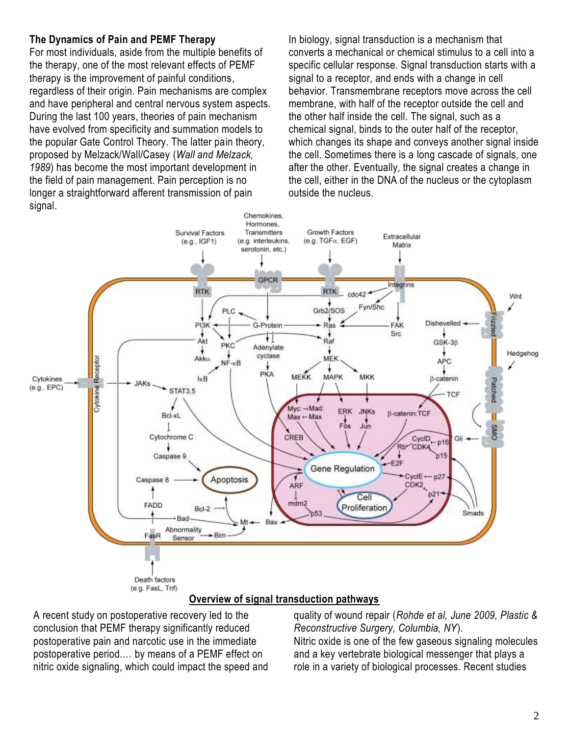**The Dynamics of Pain and PEMF Therapy**

For most individuals, aside from the multiple benefits of the therapy, one of the most relevant effects of PEMF therapy is the improvement of painful conditions, regardless of their origin. Pain mechanisms are complex and have peripheral and central nervous system aspects. During the last 100 years, theories of pain mechanism have evolved from specificity and summation models to the popular Gate Control Theory. The latter pain theory, proposed by Melzack/Wall/Casey (*Wall and Melzack, 1989*) has become the most important development in the field of pain management. Pain perception is no longer a straightforward afferent transmission of pain signal.

In biology, signal transduction is a mechanism that converts a mechanical or chemical stimulus to a cell into a specific cellular response. Signal transduction starts with a signal to a receptor, and ends with a change in cell behavior. Transmembrane receptors move across the cell membrane, with half of the receptor outside the cell and the other half inside the cell. The signal, such as a chemical signal, binds to the outer half of the receptor, which changes its shape and conveys another signal inside the cell. Sometimes there is a long cascade of signals, one after the other. Eventually, the signal creates a change in the cell, either in the DNA of the nucleus or the cytoplasm outside the nucleus.

**Overview of signal transduction pathways**

A recent study on postoperative recovery led to the conclusion that PEMF therapy significantly reduced postoperative pain and narcotic use in the immediate postoperative period…. by means of a PEMF effect on nitric oxide signaling, which could impact the speed and quality of wound repair (*Rohde et al, June 2009, Plastic & Reconstructive Surgery, Columbia, NY*).

Nitric oxide is one of the few gaseous signaling molecules and a key vertebrate biological messenger that plays a role in a variety of biological processes. Recent studies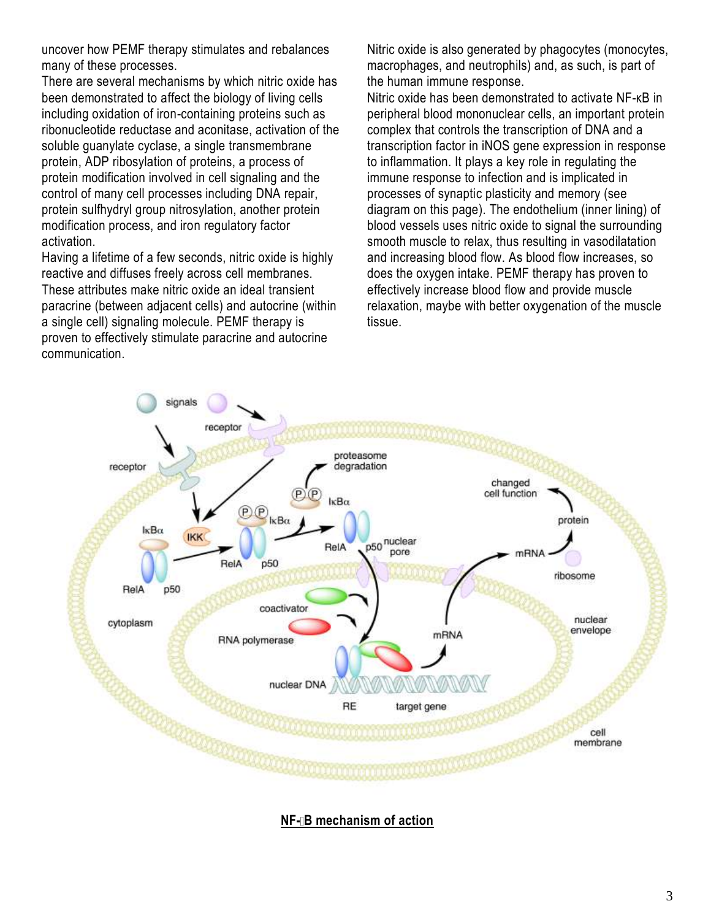uncover how PEMF therapy stimulates and rebalances many of these processes.

There are several mechanisms by which nitric oxide has been demonstrated to affect the biology of living cells including oxidation of iron-containing proteins such as ribonucleotide reductase and aconitase, activation of the soluble guanylate cyclase, a single transmembrane protein, ADP ribosylation of proteins, a process of protein modification involved in cell signaling and the control of many cell processes including DNA repair, protein sulfhydryl group nitrosylation, another protein modification process, and iron regulatory factor activation.

Having a lifetime of a few seconds, nitric oxide is highly reactive and diffuses freely across cell membranes. These attributes make nitric oxide an ideal transient paracrine (between adjacent cells) and autocrine (within a single cell) signaling molecule. PEMF therapy is proven to effectively stimulate paracrine and autocrine communication.

Nitric oxide is also generated by phagocytes (monocytes, macrophages, and neutrophils) and, as such, is part of the human immune response.

Nitric oxide has been demonstrated to activate NF-κB in peripheral blood mononuclear cells, an important protein complex that controls the transcription of DNA and a transcription factor in iNOS gene expression in response to inflammation. It plays a key role in regulating the immune response to infection and is implicated in processes of synaptic plasticity and memory (see diagram on this page). The endothelium (inner lining) of blood vessels uses nitric oxide to signal the surrounding smooth muscle to relax, thus resulting in vasodilatation and increasing blood flow. As blood flow increases, so does the oxygen intake. PEMF therapy has proven to effectively increase blood flow and provide muscle relaxation, maybe with better oxygenation of the muscle tissue.

**NF-κB mechanism of action**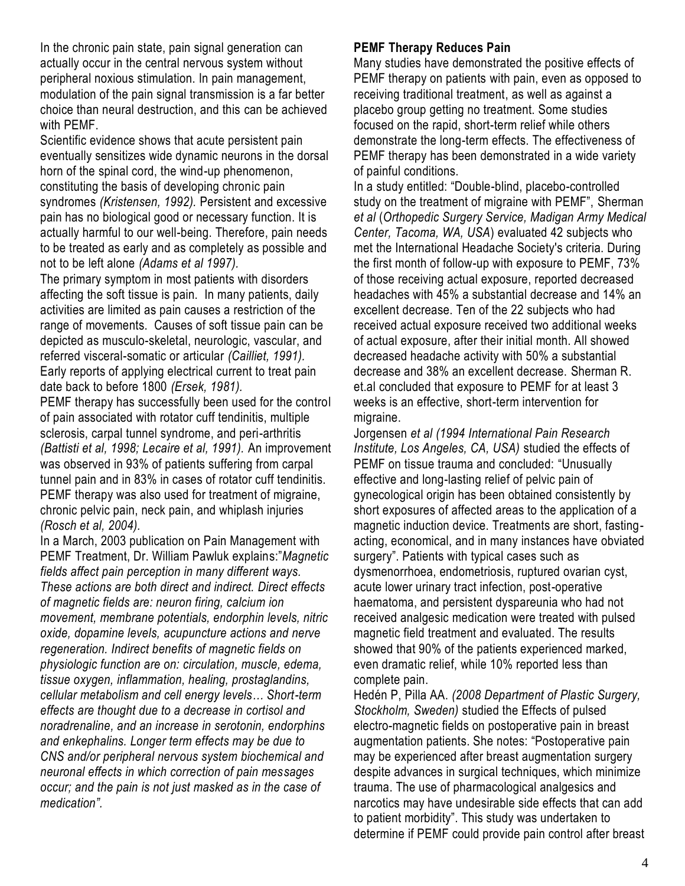In the chronic pain state, pain signal generation can actually occur in the central nervous system without peripheral noxious stimulation. In pain management, modulation of the pain signal transmission is a far better choice than neural destruction, and this can be achieved with PEMF.

Scientific evidence shows that acute persistent pain eventually sensitizes wide dynamic neurons in the dorsal horn of the spinal cord, the wind-up phenomenon, constituting the basis of developing chronic pain syndromes *(Kristensen, 1992).* Persistent and excessive pain has no biological good or necessary function. It is actually harmful to our well-being. Therefore, pain needs to be treated as early and as completely as possible and not to be left alone *(Adams et al 1997).*

The primary symptom in most patients with disorders affecting the soft tissue is pain. In many patients, daily activities are limited as pain causes a restriction of the range of movements. Causes of soft tissue pain can be depicted as musculo-skeletal, neurologic, vascular, and referred visceral-somatic or articular *(Cailliet, 1991).*

Early reports of applying electrical current to treat pain date back to before 1800 *(Ersek, 1981).*

PEMF therapy has successfully been used for the control of pain associated with rotator cuff tendinitis, multiple sclerosis, carpal tunnel syndrome, and peri-arthritis *(Battisti et al, 1998; Lecaire et al, 1991).* An improvement was observed in 93% of patients suffering from carpal tunnel pain and in 83% in cases of rotator cuff tendinitis. PEMF therapy was also used for treatment of migraine, chronic pelvic pain, neck pain, and whiplash injuries *(Rosch et al, 2004).*

In a March, 2003 publication on Pain Management with PEMF Treatment, Dr. William Pawluk explains:"*Magnetic fields affect pain perception in many different ways. These actions are both direct and indirect. Direct effects of magnetic fields are: neuron firing, calcium ion movement, membrane potentials, endorphin levels, nitric oxide, dopamine levels, acupuncture actions and nerve regeneration. Indirect benefits of magnetic fields on physiologic function are on: circulation, muscle, edema, tissue oxygen, inflammation, healing, prostaglandins, cellular metabolism and cell energy levels… Short-term effects are thought due to a decrease in cortisol and noradrenaline, and an increase in serotonin, endorphins and enkephalins. Longer term effects may be due to CNS and/or peripheral nervous system biochemical and neuronal effects in which correction of pain messages occur; and the pain is not just masked as in the case of medication".*

**PEMF Therapy Reduces Pain**

Many studies have demonstrated the positive effects of PEMF therapy on patients with pain, even as opposed to receiving traditional treatment, as well as against a placebo group getting no treatment. Some studies focused on the rapid, short-term relief while others demonstrate the long-term effects. The effectiveness of PEMF therapy has been demonstrated in a wide variety of painful conditions.

In a study entitled: "Double-blind, placebo-controlled study on the treatment of migraine with PEMF", Sherman *et al* (*Orthopedic Surgery Service, Madigan Army Medical Center, Tacoma, WA, USA*) evaluated 42 subjects who met the International Headache Society's criteria. During the first month of follow-up with exposure to PEMF, 73% of those receiving actual exposure, reported decreased headaches with 45% a substantial decrease and 14% an excellent decrease. Ten of the 22 subjects who had received actual exposure received two additional weeks of actual exposure, after their initial month. All showed decreased headache activity with 50% a substantial decrease and 38% an excellent decrease. Sherman R. et.al concluded that exposure to PEMF for at least 3 weeks is an effective, short-term intervention for migraine.

Jorgensen *et al (1994 International Pain Research Institute, Los Angeles, CA, USA)* studied the effects of PEMF on tissue trauma and concluded: "Unusually effective and long-lasting relief of pelvic pain of gynecological origin has been obtained consistently by short exposures of affected areas to the application of a magnetic induction device. Treatments are short, fasting-acting, economical, and in many instances have obviated surgery". Patients with typical cases such as dysmenorrhoea, endometriosis, ruptured ovarian cyst, acute lower urinary tract infection, post-operative haematoma, and persistent dyspareunia who had not received analgesic medication were treated with pulsed magnetic field treatment and evaluated. The results showed that 90% of the patients experienced marked, even dramatic relief, while 10% reported less than complete pain.

Hedén P, Pilla AA. *(2008 Department of Plastic Surgery, Stockholm, Sweden)* studied the Effects of pulsed electro-magnetic fields on postoperative pain in breast augmentation patients. She notes: "Postoperative pain may be experienced after breast augmentation surgery despite advances in surgical techniques, which minimize trauma. The use of pharmacological analgesics and narcotics may have undesirable side effects that can add to patient morbidity". This study was undertaken to determine if PEMF could provide pain control after breast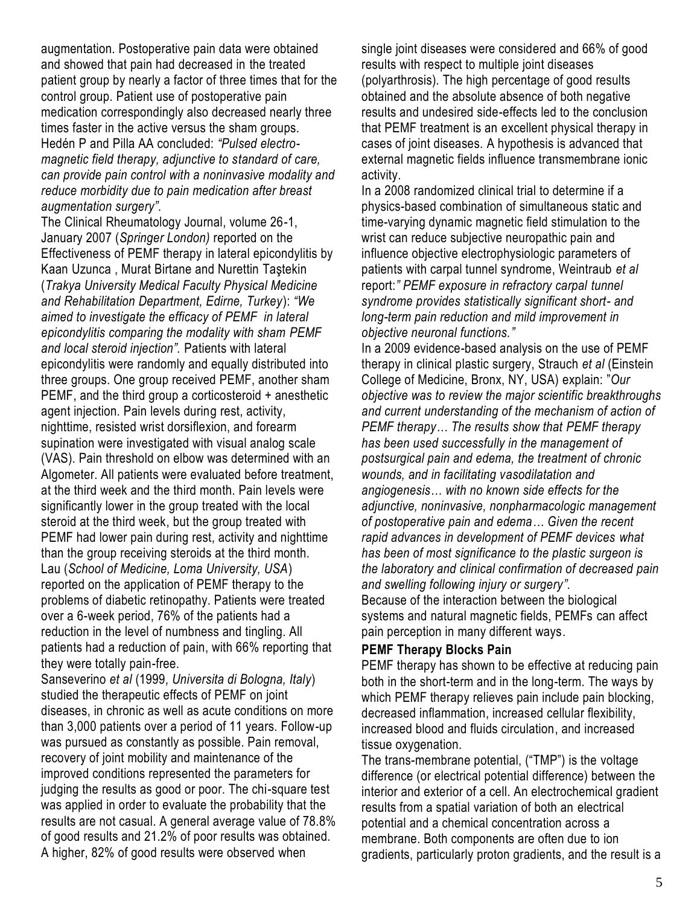augmentation. Postoperative pain data were obtained and showed that pain had decreased in the treated patient group by nearly a factor of three times that for the control group. Patient use of postoperative pain medication correspondingly also decreased nearly three times faster in the active versus the sham groups. Hedén P and Pilla AA concluded: *"Pulsed electro-magnetic field therapy, adjunctive to standard of care, can provide pain control with a noninvasive modality and reduce morbidity due to pain medication after breast augmentation surgery".*

The Clinical Rheumatology Journal, volume 26-1, January 2007 (*Springer London)* reported on the Effectiveness of PEMF therapy in lateral epicondylitis by Kaan Uzunca , Murat Birtane and Nurettin Taştekin (*Trakya University Medical Faculty Physical Medicine and Rehabilitation Department, Edirne, Turkey*): *"We aimed to investigate the efficacy of PEMF in lateral epicondylitis comparing the modality with sham PEMF and local steroid injection".* Patients with lateral epicondylitis were randomly and equally distributed into three groups. One group received PEMF, another sham PEMF, and the third group a corticosteroid + anesthetic agent injection. Pain levels during rest, activity, nighttime, resisted wrist dorsiflexion, and forearm supination were investigated with visual analog scale (VAS). Pain threshold on elbow was determined with an Algometer. All patients were evaluated before treatment, at the third week and the third month. Pain levels were significantly lower in the group treated with the local steroid at the third week, but the group treated with PEMF had lower pain during rest, activity and nighttime than the group receiving steroids at the third month.

Lau (*School of Medicine, Loma University, USA*) reported on the application of PEMF therapy to the problems of diabetic retinopathy. Patients were treated over a 6-week period, 76% of the patients had a reduction in the level of numbness and tingling. All patients had a reduction of pain, with 66% reporting that they were totally pain-free.

Sanseverino *et al* (1999, *Universita di Bologna, Italy*) studied the therapeutic effects of PEMF on joint diseases, in chronic as well as acute conditions on more than 3,000 patients over a period of 11 years. Follow-up was pursued as constantly as possible. Pain removal, recovery of joint mobility and maintenance of the improved conditions represented the parameters for judging the results as good or poor. The chi-square test was applied in order to evaluate the probability that the results are not casual. A general average value of 78.8% of good results and 21.2% of poor results was obtained. A higher, 82% of good results were observed when single joint diseases were considered and 66% of good results with respect to multiple joint diseases (polyarthrosis). The high percentage of good results obtained and the absolute absence of both negative results and undesired side-effects led to the conclusion that PEMF treatment is an excellent physical therapy in cases of joint diseases. A hypothesis is advanced that external magnetic fields influence transmembrane ionic activity.

In a 2008 randomized clinical trial to determine if a physics-based combination of simultaneous static and time-varying dynamic magnetic field stimulation to the wrist can reduce subjective neuropathic pain and influence objective electrophysiologic parameters of patients with carpal tunnel syndrome, Weintraub *et al* report:*" PEMF exposure in refractory carpal tunnel syndrome provides statistically significant short- and long-term pain reduction and mild improvement in objective neuronal functions."*

In a 2009 evidence-based analysis on the use of PEMF therapy in clinical plastic surgery, Strauch *et al* (Einstein College of Medicine, Bronx, NY, USA) explain: "*Our objective was to review the major scientific breakthroughs and current understanding of the mechanism of action of PEMF therapy… The results show that PEMF therapy has been used successfully in the management of postsurgical pain and edema, the treatment of chronic wounds, and in facilitating vasodilatation and angiogenesis… with no known side effects for the adjunctive, noninvasive, nonpharmacologic management of postoperative pain and edema… Given the recent rapid advances in development of PEMF devices what has been of most significance to the plastic surgeon is the laboratory and clinical confirmation of decreased pain and swelling following injury or surgery".*

Because of the interaction between the biological systems and natural magnetic fields, PEMFs can affect pain perception in many different ways.

**PEMF Therapy Blocks Pain**

PEMF therapy has shown to be effective at reducing pain both in the short-term and in the long-term. The ways by which PEMF therapy relieves pain include pain blocking, decreased inflammation, increased cellular flexibility, increased blood and fluids circulation, and increased tissue oxygenation.

The trans-membrane potential, ("TMP") is the voltage difference (or electrical potential difference) between the interior and exterior of a cell. An electrochemical gradient results from a spatial variation of both an electrical potential and a chemical concentration across a membrane. Both components are often due to ion gradients, particularly proton gradients, and the result is a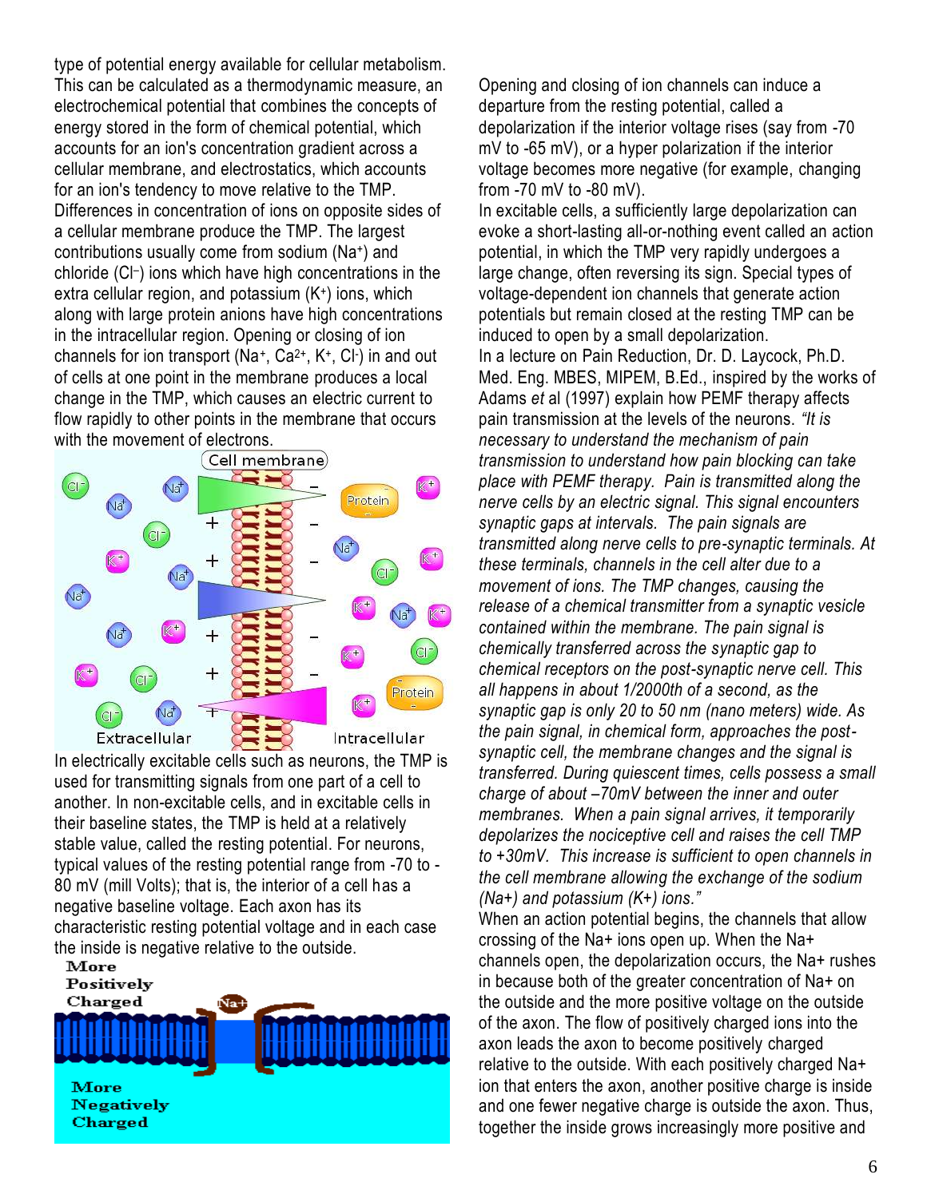type of potential energy available for cellular metabolism. This can be calculated as a thermodynamic measure, an electrochemical potential that combines the concepts of energy stored in the form of chemical potential, which accounts for an ion's concentration gradient across a cellular membrane, and electrostatics, which accounts for an ion's tendency to move relative to the TMP. Differences in concentration of ions on opposite sides of a cellular membrane produce the TMP. The largest contributions usually come from sodium ($Na^+$) and chloride ($Cl^-$) ions which have high concentrations in the extra cellular region, and potassium ($K^+$) ions, which along with large protein anions have high concentrations in the intracellular region. Opening or closing of ion channels for ion transport ($Na^+$, $Ca^{2+}$, $K^+$, $Cl^-$) in and out of cells at one point in the membrane produces a local change in the TMP, which causes an electric current to flow rapidly to other points in the membrane that occurs with the movement of electrons.

In electrically excitable cells such as neurons, the TMP is used for transmitting signals from one part of a cell to another. In non-excitable cells, and in excitable cells in their baseline states, the TMP is held at a relatively stable value, called the resting potential. For neurons, typical values of the resting potential range from -70 to -80 mV (mill Volts); that is, the interior of a cell has a negative baseline voltage. Each axon has its characteristic resting potential voltage and in each case the inside is negative relative to the outside.

Opening and closing of ion channels can induce a departure from the resting potential, called a depolarization if the interior voltage rises (say from -70 mV to -65 mV), or a hyper polarization if the interior voltage becomes more negative (for example, changing from -70 mV to -80 mV).

In excitable cells, a sufficiently large depolarization can evoke a short-lasting all-or-nothing event called an action potential, in which the TMP very rapidly undergoes a large change, often reversing its sign. Special types of voltage-dependent ion channels that generate action potentials but remain closed at the resting TMP can be induced to open by a small depolarization.

In a lecture on Pain Reduction, Dr. D. Laycock, Ph.D. Med. Eng. MBES, MIPEM, B.Ed., inspired by the works of Adams *et* al (1997) explain how PEMF therapy affects pain transmission at the levels of the neurons. *"It is necessary to understand the mechanism of pain transmission to understand how pain blocking can take place with PEMF therapy. Pain is transmitted along the nerve cells by an electric signal. This signal encounters synaptic gaps at intervals. The pain signals are transmitted along nerve cells to pre-synaptic terminals. At these terminals, channels in the cell alter due to a movement of ions. The TMP changes, causing the release of a chemical transmitter from a synaptic vesicle contained within the membrane. The pain signal is chemically transferred across the synaptic gap to chemical receptors on the post-synaptic nerve cell. This all happens in about 1/2000th of a second, as the synaptic gap is only 20 to 50 nm (nano meters) wide. As the pain signal, in chemical form, approaches the post-synaptic cell, the membrane changes and the signal is transferred. During quiescent times, cells possess a small charge of about –70mV between the inner and outer membranes. When a pain signal arrives, it temporarily depolarizes the nociceptive cell and raises the cell TMP to +30mV. This increase is sufficient to open channels in the cell membrane allowing the exchange of the sodium (Na+) and potassium (K+) ions."*

When an action potential begins, the channels that allow crossing of the Na+ ions open up. When the Na+ channels open, the depolarization occurs, the Na+ rushes in because both of the greater concentration of Na+ on the outside and the more positive voltage on the outside of the axon. The flow of positively charged ions into the axon leads the axon to become positively charged relative to the outside. With each positively charged Na+ ion that enters the axon, another positive charge is inside and one fewer negative charge is outside the axon. Thus, together the inside grows increasingly more positive and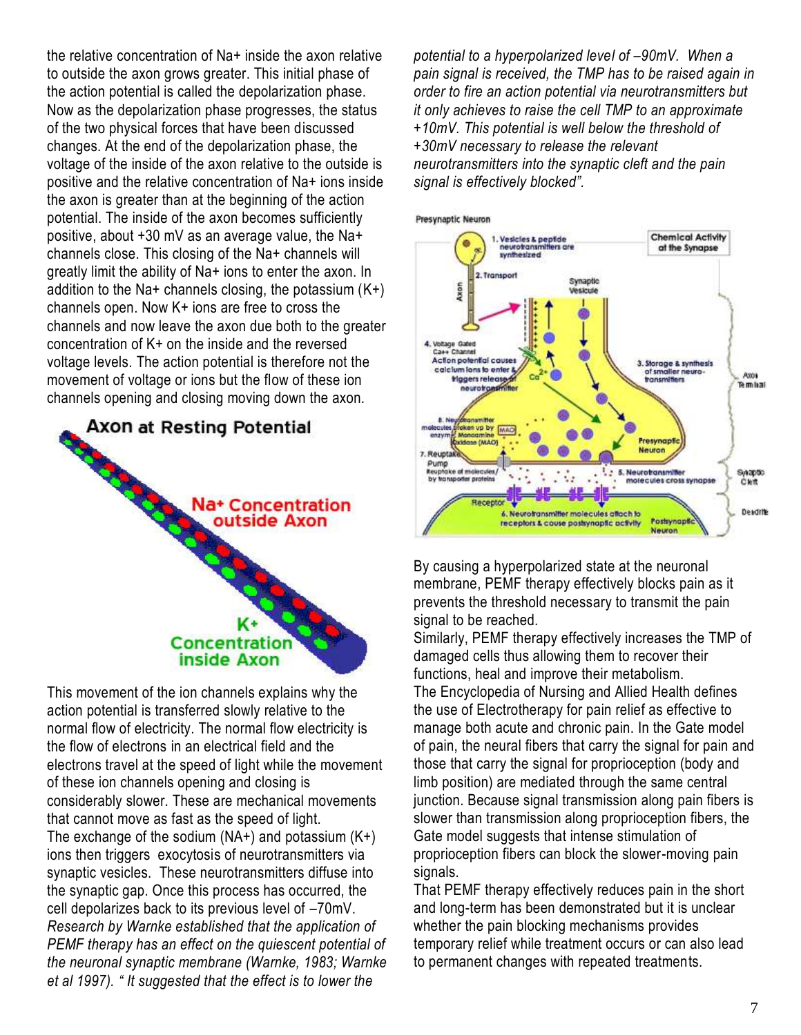the relative concentration of Na+ inside the axon relative to outside the axon grows greater. This initial phase of the action potential is called the depolarization phase. Now as the depolarization phase progresses, the status of the two physical forces that have been discussed changes. At the end of the depolarization phase, the voltage of the inside of the axon relative to the outside is positive and the relative concentration of Na+ ions inside the axon is greater than at the beginning of the action potential. The inside of the axon becomes sufficiently positive, about +30 mV as an average value, the Na+ channels close. This closing of the Na+ channels will greatly limit the ability of Na+ ions to enter the axon. In addition to the Na+ channels closing, the potassium (K+) channels open. Now K+ ions are free to cross the channels and now leave the axon due both to the greater concentration of K+ on the inside and the reversed voltage levels. The action potential is therefore not the movement of voltage or ions but the flow of these ion channels opening and closing moving down the axon.

This movement of the ion channels explains why the action potential is transferred slowly relative to the normal flow of electricity. The normal flow electricity is the flow of electrons in an electrical field and the electrons travel at the speed of light while the movement of these ion channels opening and closing is considerably slower. These are mechanical movements that cannot move as fast as the speed of light.

The exchange of the sodium (NA+) and potassium (K+) ions then triggers exocytosis of neurotransmitters via synaptic vesicles. These neurotransmitters diffuse into the synaptic gap. Once this process has occurred, the cell depolarizes back to its previous level of –70mV.

*Research by Warnke established that the application of PEMF therapy has an effect on the quiescent potential of the neuronal synaptic membrane (Warnke, 1983; Warnke et al 1997). " It suggested that the effect is to lower the potential to a hyperpolarized level of –90mV. When a pain signal is received, the TMP has to be raised again in order to fire an action potential via neurotransmitters but it only achieves to raise the cell TMP to an approximate +10mV. This potential is well below the threshold of +30mV necessary to release the relevant neurotransmitters into the synaptic cleft and the pain signal is effectively blocked".*

By causing a hyperpolarized state at the neuronal membrane, PEMF therapy effectively blocks pain as it prevents the threshold necessary to transmit the pain signal to be reached.

Similarly, PEMF therapy effectively increases the TMP of damaged cells thus allowing them to recover their functions, heal and improve their metabolism.

The Encyclopedia of Nursing and Allied Health defines the use of Electrotherapy for pain relief as effective to manage both acute and chronic pain. In the Gate model of pain, the neural fibers that carry the signal for pain and those that carry the signal for proprioception (body and limb position) are mediated through the same central junction. Because signal transmission along pain fibers is slower than transmission along proprioception fibers, the Gate model suggests that intense stimulation of proprioception fibers can block the slower-moving pain signals.

That PEMF therapy effectively reduces pain in the short and long-term has been demonstrated but it is unclear whether the pain blocking mechanisms provides temporary relief while treatment occurs or can also lead to permanent changes with repeated treatments.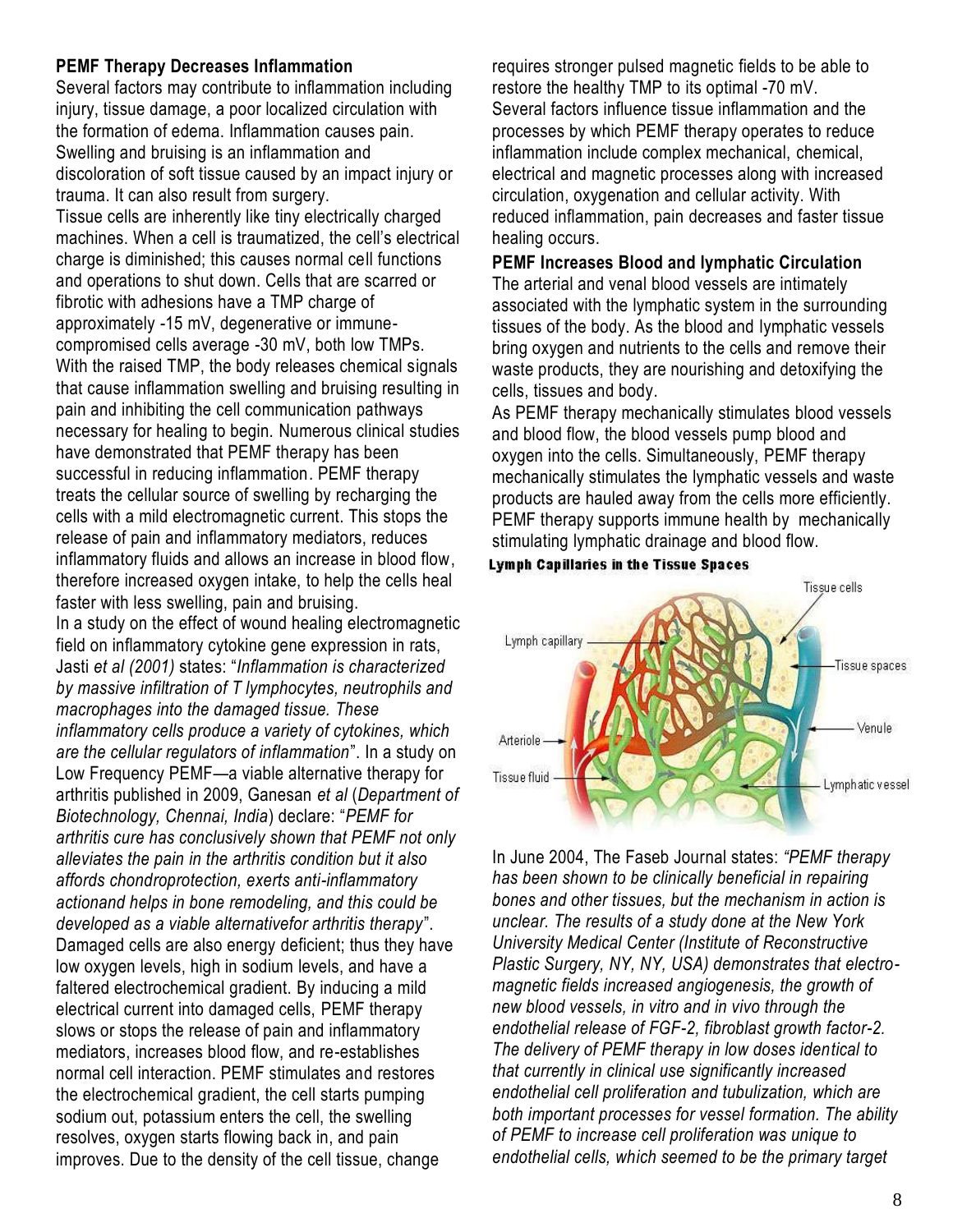### PEMF Therapy Decreases Inflammation

Several factors may contribute to inflammation including injury, tissue damage, a poor localized circulation with the formation of edema. Inflammation causes pain. Swelling and bruising is an inflammation and discoloration of soft tissue caused by an impact injury or trauma. It can also result from surgery.

Tissue cells are inherently like tiny electrically charged machines. When a cell is traumatized, the cell's electrical charge is diminished; this causes normal cell functions and operations to shut down. Cells that are scarred or fibrotic with adhesions have a TMP charge of approximately -15 mV, degenerative or immune-compromised cells average -30 mV, both low TMPs. With the raised TMP, the body releases chemical signals that cause inflammation swelling and bruising resulting in pain and inhibiting the cell communication pathways necessary for healing to begin. Numerous clinical studies have demonstrated that PEMF therapy has been successful in reducing inflammation. PEMF therapy treats the cellular source of swelling by recharging the cells with a mild electromagnetic current. This stops the release of pain and inflammatory mediators, reduces inflammatory fluids and allows an increase in blood flow, therefore increased oxygen intake, to help the cells heal faster with less swelling, pain and bruising.

In a study on the effect of wound healing electromagnetic field on inflammatory cytokine gene expression in rats, Jasti *et al (2001)* states: "*Inflammation is characterized by massive infiltration of T lymphocytes, neutrophils and macrophages into the damaged tissue. These inflammatory cells produce a variety of cytokines, which are the cellular regulators of inflammation*". In a study on Low Frequency PEMF—a viable alternative therapy for arthritis published in 2009, Ganesan *et al* (*Department of Biotechnology, Chennai, India*) declare: "*PEMF for arthritis cure has conclusively shown that PEMF not only alleviates the pain in the arthritis condition but it also affords chondroprotection, exerts anti-inflammatory actionand helps in bone remodeling, and this could be developed as a viable alternativefor arthritis therapy*".

Damaged cells are also energy deficient; thus they have low oxygen levels, high in sodium levels, and have a faltered electrochemical gradient. By inducing a mild electrical current into damaged cells, PEMF therapy slows or stops the release of pain and inflammatory mediators, increases blood flow, and re-establishes normal cell interaction. PEMF stimulates and restores the electrochemical gradient, the cell starts pumping sodium out, potassium enters the cell, the swelling resolves, oxygen starts flowing back in, and pain improves. Due to the density of the cell tissue, change requires stronger pulsed magnetic fields to be able to restore the healthy TMP to its optimal -70 mV.

Several factors influence tissue inflammation and the processes by which PEMF therapy operates to reduce inflammation include complex mechanical, chemical, electrical and magnetic processes along with increased circulation, oxygenation and cellular activity. With reduced inflammation, pain decreases and faster tissue healing occurs.

### PEMF Increases Blood and lymphatic Circulation

The arterial and venal blood vessels are intimately associated with the lymphatic system in the surrounding tissues of the body. As the blood and lymphatic vessels bring oxygen and nutrients to the cells and remove their waste products, they are nourishing and detoxifying the cells, tissues and body.

As PEMF therapy mechanically stimulates blood vessels and blood flow, the blood vessels pump blood and oxygen into the cells. Simultaneously, PEMF therapy mechanically stimulates the lymphatic vessels and waste products are hauled away from the cells more efficiently. PEMF therapy supports immune health by mechanically stimulating lymphatic drainage and blood flow.

**Lymph Capillaries in the Tissue Spaces**

In June 2004, The Faseb Journal states: *"PEMF therapy has been shown to be clinically beneficial in repairing bones and other tissues, but the mechanism in action is unclear. The results of a study done at the New York University Medical Center (Institute of Reconstructive Plastic Surgery, NY, NY, USA) demonstrates that electro-magnetic fields increased angiogenesis, the growth of new blood vessels, in vitro and in vivo through the endothelial release of FGF-2, fibroblast growth factor-2. The delivery of PEMF therapy in low doses identical to that currently in clinical use significantly increased endothelial cell proliferation and tubulization, which are both important processes for vessel formation. The ability of PEMF to increase cell proliferation was unique to endothelial cells, which seemed to be the primary target*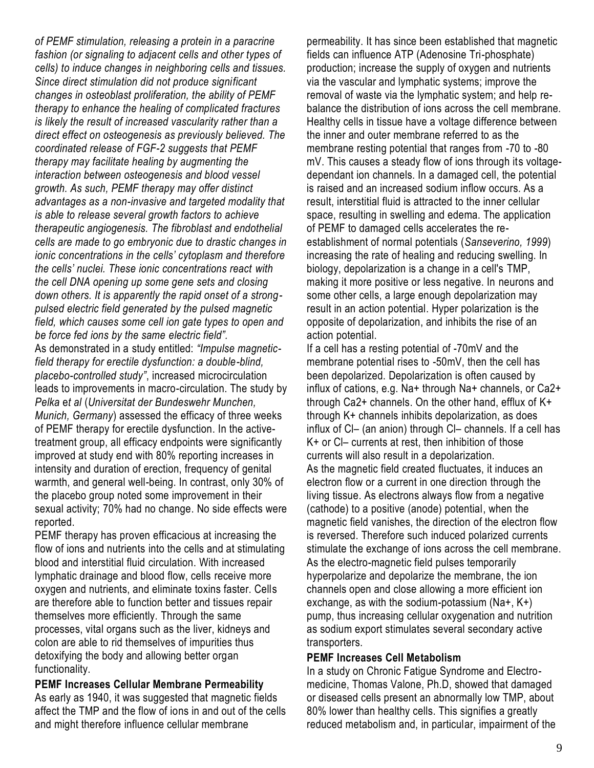*of PEMF stimulation, releasing a protein in a paracrine fashion (or signaling to adjacent cells and other types of cells) to induce changes in neighboring cells and tissues. Since direct stimulation did not produce significant changes in osteoblast proliferation, the ability of PEMF therapy to enhance the healing of complicated fractures is likely the result of increased vascularity rather than a direct effect on osteogenesis as previously believed. The coordinated release of FGF-2 suggests that PEMF therapy may facilitate healing by augmenting the interaction between osteogenesis and blood vessel growth. As such, PEMF therapy may offer distinct advantages as a non-invasive and targeted modality that is able to release several growth factors to achieve therapeutic angiogenesis. The fibroblast and endothelial cells are made to go embryonic due to drastic changes in ionic concentrations in the cells' cytoplasm and therefore the cells' nuclei. These ionic concentrations react with the cell DNA opening up some gene sets and closing down others. It is apparently the rapid onset of a strong-pulsed electric field generated by the pulsed magnetic field, which causes some cell ion gate types to open and be force fed ions by the same electric field".*

As demonstrated in a study entitled: *"Impulse magnetic-field therapy for erectile dysfunction: a double-blind, placebo-controlled study"*, increased microcirculation leads to improvements in macro-circulation. The study by *Pelka et al* (*Universitat der Bundeswehr Munchen, Munich, Germany*) assessed the efficacy of three weeks of PEMF therapy for erectile dysfunction. In the active-treatment group, all efficacy endpoints were significantly improved at study end with 80% reporting increases in intensity and duration of erection, frequency of genital warmth, and general well-being. In contrast, only 30% of the placebo group noted some improvement in their sexual activity; 70% had no change. No side effects were reported.

PEMF therapy has proven efficacious at increasing the flow of ions and nutrients into the cells and at stimulating blood and interstitial fluid circulation. With increased lymphatic drainage and blood flow, cells receive more oxygen and nutrients, and eliminate toxins faster. Cells are therefore able to function better and tissues repair themselves more efficiently. Through the same processes, vital organs such as the liver, kidneys and colon are able to rid themselves of impurities thus detoxifying the body and allowing better organ functionality.

**PEMF Increases Cellular Membrane Permeability**

As early as 1940, it was suggested that magnetic fields affect the TMP and the flow of ions in and out of the cells and might therefore influence cellular membrane permeability. It has since been established that magnetic fields can influence ATP (Adenosine Tri-phosphate) production; increase the supply of oxygen and nutrients via the vascular and lymphatic systems; improve the removal of waste via the lymphatic system; and help re-balance the distribution of ions across the cell membrane. Healthy cells in tissue have a voltage difference between the inner and outer membrane referred to as the membrane resting potential that ranges from -70 to -80 mV. This causes a steady flow of ions through its voltage-dependant ion channels. In a damaged cell, the potential is raised and an increased sodium inflow occurs. As a result, interstitial fluid is attracted to the inner cellular space, resulting in swelling and edema. The application of PEMF to damaged cells accelerates the re-establishment of normal potentials (*Sanseverino, 1999*) increasing the rate of healing and reducing swelling. In biology, depolarization is a change in a cell's TMP, making it more positive or less negative. In neurons and some other cells, a large enough depolarization may result in an action potential. Hyper polarization is the opposite of depolarization, and inhibits the rise of an action potential.

If a cell has a resting potential of -70mV and the membrane potential rises to -50mV, then the cell has been depolarized. Depolarization is often caused by influx of cations, e.g. $Na^+$ through $Na^+$ channels, or $Ca^{2+}$ through $Ca^{2+}$ channels. On the other hand, efflux of $K^+$ through $K^+$ channels inhibits depolarization, as does influx of $Cl^-$ (an anion) through $Cl^-$ channels. If a cell has $K^+$ or $Cl^-$ currents at rest, then inhibition of those currents will also result in a depolarization.

As the magnetic field created fluctuates, it induces an electron flow or a current in one direction through the living tissue. As electrons always flow from a negative (cathode) to a positive (anode) potential, when the magnetic field vanishes, the direction of the electron flow is reversed. Therefore such induced polarized currents stimulate the exchange of ions across the cell membrane. As the electro-magnetic field pulses temporarily hyperpolarize and depolarize the membrane, the ion channels open and close allowing a more efficient ion exchange, as with the sodium-potassium ($Na^+$, $K^+$) pump, thus increasing cellular oxygenation and nutrition as sodium export stimulates several secondary active transporters.

**PEMF Increases Cell Metabolism**

In a study on Chronic Fatigue Syndrome and Electro-medicine, Thomas Valone, Ph.D, showed that damaged or diseased cells present an abnormally low TMP, about 80% lower than healthy cells. This signifies a greatly reduced metabolism and, in particular, impairment of the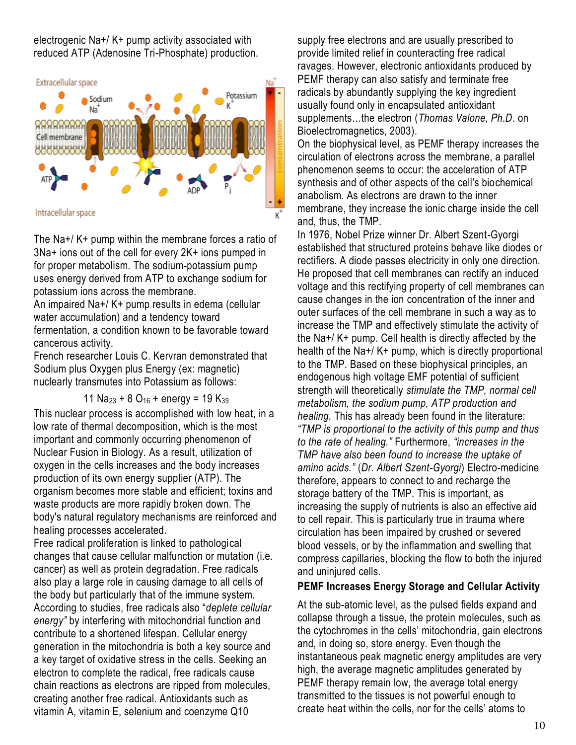electrogenic Na+/ K+ pump activity associated with reduced ATP (Adenosine Tri-Phosphate) production.

The Na+/ K+ pump within the membrane forces a ratio of 3Na+ ions out of the cell for every 2K+ ions pumped in for proper metabolism. The sodium-potassium pump uses energy derived from ATP to exchange sodium for potassium ions across the membrane.

An impaired Na+/ K+ pump results in edema (cellular water accumulation) and a tendency toward fermentation, a condition known to be favorable toward cancerous activity.

French researcher Louis C. Kervran demonstrated that Sodium plus Oxygen plus Energy (ex: magnetic) nuclearly transmutes into Potassium as follows:

$$11\ Na_{23} + 8\ O_{16} + \text{energy} = 19\ K_{39}$$

This nuclear process is accomplished with low heat, in a low rate of thermal decomposition, which is the most important and commonly occurring phenomenon of Nuclear Fusion in Biology. As a result, utilization of oxygen in the cells increases and the body increases production of its own energy supplier (ATP). The organism becomes more stable and efficient; toxins and waste products are more rapidly broken down. The body's natural regulatory mechanisms are reinforced and healing processes accelerated.

Free radical proliferation is linked to pathological changes that cause cellular malfunction or mutation (i.e. cancer) as well as protein degradation. Free radicals also play a large role in causing damage to all cells of the body but particularly that of the immune system. According to studies, free radicals also "*deplete cellular energy*" by interfering with mitochondrial function and contribute to a shortened lifespan. Cellular energy generation in the mitochondria is both a key source and a key target of oxidative stress in the cells. Seeking an electron to complete the radical, free radicals cause chain reactions as electrons are ripped from molecules, creating another free radical. Antioxidants such as vitamin A, vitamin E, selenium and coenzyme Q10 supply free electrons and are usually prescribed to provide limited relief in counteracting free radical ravages. However, electronic antioxidants produced by PEMF therapy can also satisfy and terminate free radicals by abundantly supplying the key ingredient usually found only in encapsulated antioxidant supplements…the electron (*Thomas Valone, Ph.D*. on Bioelectromagnetics, 2003).

On the biophysical level, as PEMF therapy increases the circulation of electrons across the membrane, a parallel phenomenon seems to occur: the acceleration of ATP synthesis and of other aspects of the cell's biochemical anabolism. As electrons are drawn to the inner membrane, they increase the ionic charge inside the cell and, thus, the TMP.

In 1976, Nobel Prize winner Dr. Albert Szent-Gyorgi established that structured proteins behave like diodes or rectifiers. A diode passes electricity in only one direction. He proposed that cell membranes can rectify an induced voltage and this rectifying property of cell membranes can cause changes in the ion concentration of the inner and outer surfaces of the cell membrane in such a way as to increase the TMP and effectively stimulate the activity of the Na+/ K+ pump. Cell health is directly affected by the health of the Na+/ K+ pump, which is directly proportional to the TMP. Based on these biophysical principles, an endogenous high voltage EMF potential of sufficient strength will theoretically *stimulate the TMP, normal cell metabolism, the sodium pump, ATP production and healing.* This has already been found in the literature: *"TMP is proportional to the activity of this pump and thus to the rate of healing."* Furthermore, *"increases in the TMP have also been found to increase the uptake of amino acids."* (*Dr. Albert Szent-Gyorgi*) Electro-medicine therefore, appears to connect to and recharge the storage battery of the TMP. This is important, as increasing the supply of nutrients is also an effective aid to cell repair. This is particularly true in trauma where circulation has been impaired by crushed or severed blood vessels, or by the inflammation and swelling that compress capillaries, blocking the flow to both the injured and uninjured cells.

**PEMF Increases Energy Storage and Cellular Activity**

At the sub-atomic level, as the pulsed fields expand and collapse through a tissue, the protein molecules, such as the cytochromes in the cells' mitochondria, gain electrons and, in doing so, store energy. Even though the instantaneous peak magnetic energy amplitudes are very high, the average magnetic amplitudes generated by PEMF therapy remain low, the average total energy transmitted to the tissues is not powerful enough to create heat within the cells, nor for the cells' atoms to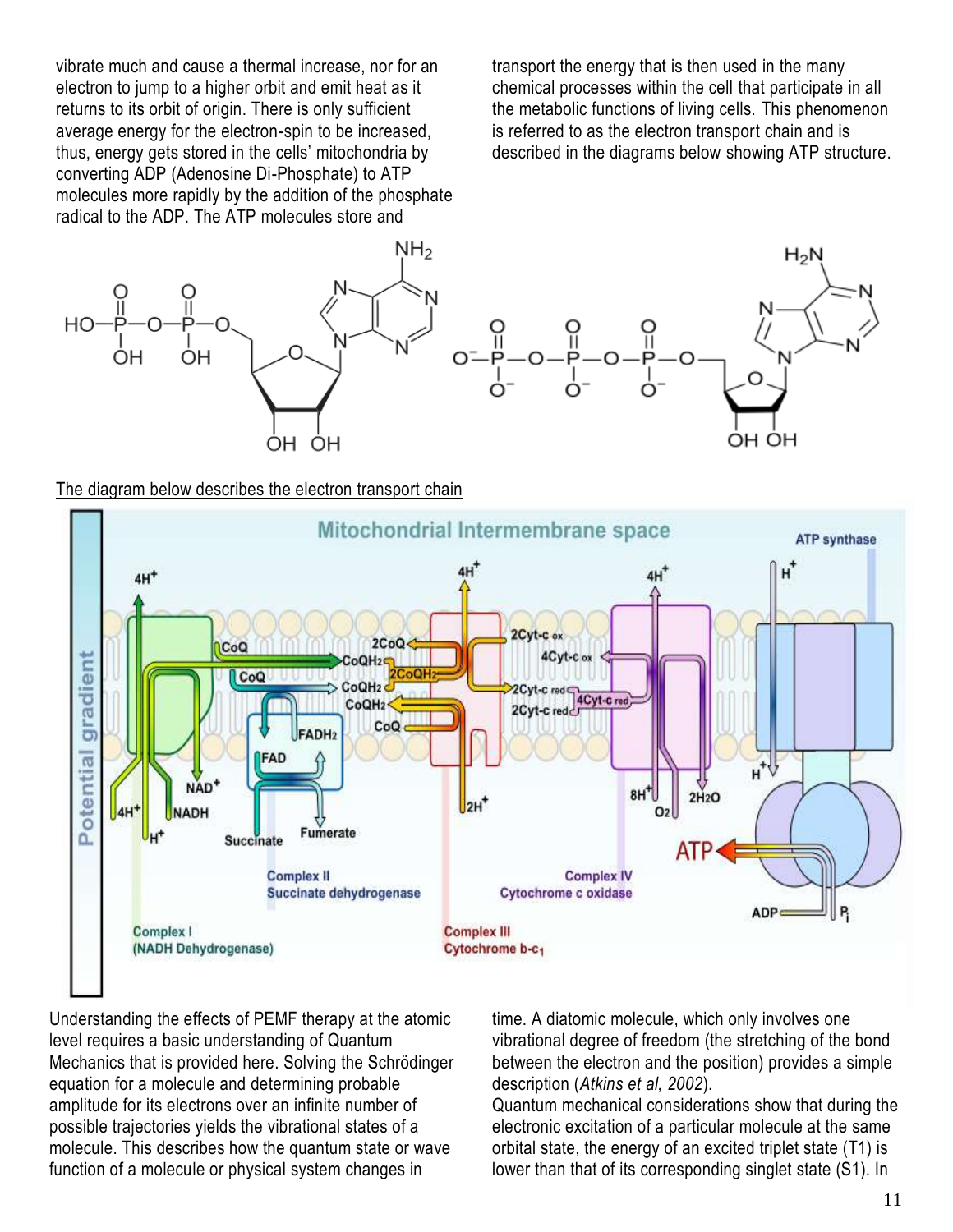vibrate much and cause a thermal increase, nor for an electron to jump to a higher orbit and emit heat as it returns to its orbit of origin. There is only sufficient average energy for the electron-spin to be increased, thus, energy gets stored in the cells' mitochondria by converting ADP (Adenosine Di-Phosphate) to ATP molecules more rapidly by the addition of the phosphate radical to the ADP. The ATP molecules store and transport the energy that is then used in the many chemical processes within the cell that participate in all the metabolic functions of living cells. This phenomenon is referred to as the electron transport chain and is described in the diagrams below showing ATP structure.

The diagram below describes the electron transport chain

Understanding the effects of PEMF therapy at the atomic level requires a basic understanding of Quantum Mechanics that is provided here. Solving the Schrödinger equation for a molecule and determining probable amplitude for its electrons over an infinite number of possible trajectories yields the vibrational states of a molecule. This describes how the quantum state or wave function of a molecule or physical system changes in time. A diatomic molecule, which only involves one vibrational degree of freedom (the stretching of the bond between the electron and the position) provides a simple description (*Atkins et al, 2002*).

Quantum mechanical considerations show that during the electronic excitation of a particular molecule at the same orbital state, the energy of an excited triplet state (T1) is lower than that of its corresponding singlet state (S1). In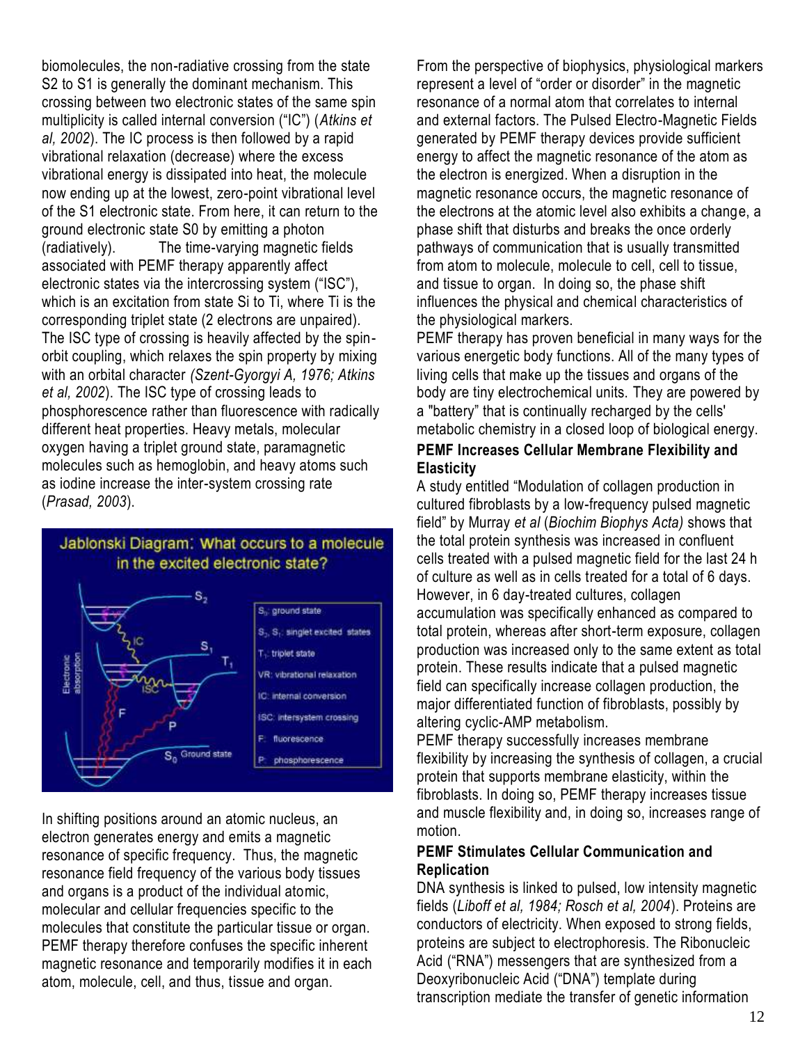biomolecules, the non-radiative crossing from the state S2 to S1 is generally the dominant mechanism. This crossing between two electronic states of the same spin multiplicity is called internal conversion ("IC") (*Atkins et al, 2002*). The IC process is then followed by a rapid vibrational relaxation (decrease) where the excess vibrational energy is dissipated into heat, the molecule now ending up at the lowest, zero-point vibrational level of the S1 electronic state. From here, it can return to the ground electronic state S0 by emitting a photon (radiatively). The time-varying magnetic fields associated with PEMF therapy apparently affect electronic states via the intercrossing system ("ISC"), which is an excitation from state Si to Ti, where Ti is the corresponding triplet state (2 electrons are unpaired). The ISC type of crossing is heavily affected by the spin-orbit coupling, which relaxes the spin property by mixing with an orbital character *(Szent-Gyorgyi A, 1976; Atkins et al, 2002*). The ISC type of crossing leads to phosphorescence rather than fluorescence with radically different heat properties. Heavy metals, molecular oxygen having a triplet ground state, paramagnetic molecules such as hemoglobin, and heavy atoms such as iodine increase the inter-system crossing rate (*Prasad, 2003*).

Jablonski Diagram: What occurs to a molecule in the excited electronic state?

$S_0$: ground state
$S_2$, $S_1$: singlet excited states
$T_1$: triplet state
VR: vibrational relaxation
IC: internal conversion
ISC: intersystem crossing
F: fluorescence
P: phosphorescence

In shifting positions around an atomic nucleus, an electron generates energy and emits a magnetic resonance of specific frequency. Thus, the magnetic resonance field frequency of the various body tissues and organs is a product of the individual atomic, molecular and cellular frequencies specific to the molecules that constitute the particular tissue or organ. PEMF therapy therefore confuses the specific inherent magnetic resonance and temporarily modifies it in each atom, molecule, cell, and thus, tissue and organ.

From the perspective of biophysics, physiological markers represent a level of "order or disorder" in the magnetic resonance of a normal atom that correlates to internal and external factors. The Pulsed Electro-Magnetic Fields generated by PEMF therapy devices provide sufficient energy to affect the magnetic resonance of the atom as the electron is energized. When a disruption in the magnetic resonance occurs, the magnetic resonance of the electrons at the atomic level also exhibits a change, a phase shift that disturbs and breaks the once orderly pathways of communication that is usually transmitted from atom to molecule, molecule to cell, cell to tissue, and tissue to organ. In doing so, the phase shift influences the physical and chemical characteristics of the physiological markers.

PEMF therapy has proven beneficial in many ways for the various energetic body functions. All of the many types of living cells that make up the tissues and organs of the body are tiny electrochemical units. They are powered by a "battery" that is continually recharged by the cells' metabolic chemistry in a closed loop of biological energy.

**PEMF Increases Cellular Membrane Flexibility and Elasticity**

A study entitled "Modulation of collagen production in cultured fibroblasts by a low-frequency pulsed magnetic field" by Murray *et al* (*Biochim Biophys Acta)* shows that the total protein synthesis was increased in confluent cells treated with a pulsed magnetic field for the last 24 h of culture as well as in cells treated for a total of 6 days. However, in 6 day-treated cultures, collagen accumulation was specifically enhanced as compared to total protein, whereas after short-term exposure, collagen production was increased only to the same extent as total protein. These results indicate that a pulsed magnetic field can specifically increase collagen production, the major differentiated function of fibroblasts, possibly by altering cyclic-AMP metabolism.

PEMF therapy successfully increases membrane flexibility by increasing the synthesis of collagen, a crucial protein that supports membrane elasticity, within the fibroblasts. In doing so, PEMF therapy increases tissue and muscle flexibility and, in doing so, increases range of motion.

**PEMF Stimulates Cellular Communication and Replication**

DNA synthesis is linked to pulsed, low intensity magnetic fields (*Liboff et al, 1984; Rosch et al, 2004*). Proteins are conductors of electricity. When exposed to strong fields, proteins are subject to electrophoresis. The Ribonucleic Acid ("RNA") messengers that are synthesized from a Deoxyribonucleic Acid ("DNA") template during transcription mediate the transfer of genetic information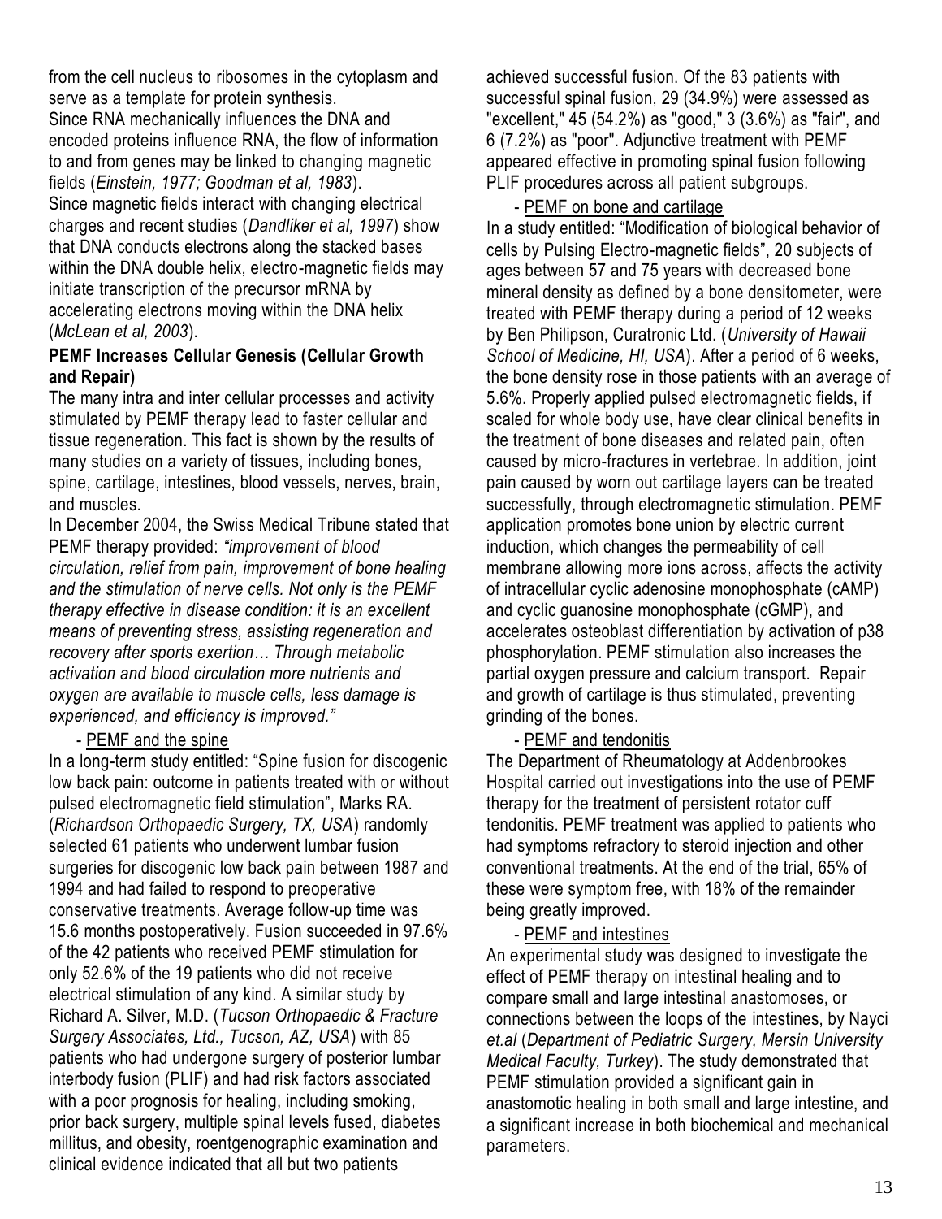from the cell nucleus to ribosomes in the cytoplasm and serve as a template for protein synthesis.

Since RNA mechanically influences the DNA and encoded proteins influence RNA, the flow of information to and from genes may be linked to changing magnetic fields (*Einstein, 1977; Goodman et al, 1983*).

Since magnetic fields interact with changing electrical charges and recent studies (*Dandliker et al, 1997*) show that DNA conducts electrons along the stacked bases within the DNA double helix, electro-magnetic fields may initiate transcription of the precursor mRNA by accelerating electrons moving within the DNA helix (*McLean et al, 2003*).

**PEMF Increases Cellular Genesis (Cellular Growth and Repair)**

The many intra and inter cellular processes and activity stimulated by PEMF therapy lead to faster cellular and tissue regeneration. This fact is shown by the results of many studies on a variety of tissues, including bones, spine, cartilage, intestines, blood vessels, nerves, brain, and muscles.

In December 2004, the Swiss Medical Tribune stated that PEMF therapy provided: *"improvement of blood circulation, relief from pain, improvement of bone healing and the stimulation of nerve cells. Not only is the PEMF therapy effective in disease condition: it is an excellent means of preventing stress, assisting regeneration and recovery after sports exertion… Through metabolic activation and blood circulation more nutrients and oxygen are available to muscle cells, less damage is experienced, and efficiency is improved."*

- PEMF and the spine

In a long-term study entitled: "Spine fusion for discogenic low back pain: outcome in patients treated with or without pulsed electromagnetic field stimulation", Marks RA. (*Richardson Orthopaedic Surgery, TX, USA*) randomly selected 61 patients who underwent lumbar fusion surgeries for discogenic low back pain between 1987 and 1994 and had failed to respond to preoperative conservative treatments. Average follow-up time was 15.6 months postoperatively. Fusion succeeded in 97.6% of the 42 patients who received PEMF stimulation for only 52.6% of the 19 patients who did not receive electrical stimulation of any kind. A similar study by Richard A. Silver, M.D. (*Tucson Orthopaedic & Fracture Surgery Associates, Ltd., Tucson, AZ, USA*) with 85 patients who had undergone surgery of posterior lumbar interbody fusion (PLIF) and had risk factors associated with a poor prognosis for healing, including smoking, prior back surgery, multiple spinal levels fused, diabetes millitus, and obesity, roentgenographic examination and clinical evidence indicated that all but two patients achieved successful fusion. Of the 83 patients with successful spinal fusion, 29 (34.9%) were assessed as "excellent," 45 (54.2%) as "good," 3 (3.6%) as "fair", and 6 (7.2%) as "poor". Adjunctive treatment with PEMF appeared effective in promoting spinal fusion following PLIF procedures across all patient subgroups.

- PEMF on bone and cartilage

In a study entitled: "Modification of biological behavior of cells by Pulsing Electro-magnetic fields", 20 subjects of ages between 57 and 75 years with decreased bone mineral density as defined by a bone densitometer, were treated with PEMF therapy during a period of 12 weeks by Ben Philipson, Curatronic Ltd. (*University of Hawaii School of Medicine, HI, USA*). After a period of 6 weeks, the bone density rose in those patients with an average of 5.6%. Properly applied pulsed electromagnetic fields, if scaled for whole body use, have clear clinical benefits in the treatment of bone diseases and related pain, often caused by micro-fractures in vertebrae. In addition, joint pain caused by worn out cartilage layers can be treated successfully, through electromagnetic stimulation. PEMF application promotes bone union by electric current induction, which changes the permeability of cell membrane allowing more ions across, affects the activity of intracellular cyclic adenosine monophosphate (cAMP) and cyclic guanosine monophosphate (cGMP), and accelerates osteoblast differentiation by activation of p38 phosphorylation. PEMF stimulation also increases the partial oxygen pressure and calcium transport. Repair and growth of cartilage is thus stimulated, preventing grinding of the bones.

- PEMF and tendonitis

The Department of Rheumatology at Addenbrookes Hospital carried out investigations into the use of PEMF therapy for the treatment of persistent rotator cuff tendonitis. PEMF treatment was applied to patients who had symptoms refractory to steroid injection and other conventional treatments. At the end of the trial, 65% of these were symptom free, with 18% of the remainder being greatly improved.

- PEMF and intestines

An experimental study was designed to investigate the effect of PEMF therapy on intestinal healing and to compare small and large intestinal anastomoses, or connections between the loops of the intestines, by Nayci *et.al* (*Department of Pediatric Surgery, Mersin University Medical Faculty, Turkey*). The study demonstrated that PEMF stimulation provided a significant gain in anastomotic healing in both small and large intestine, and a significant increase in both biochemical and mechanical parameters.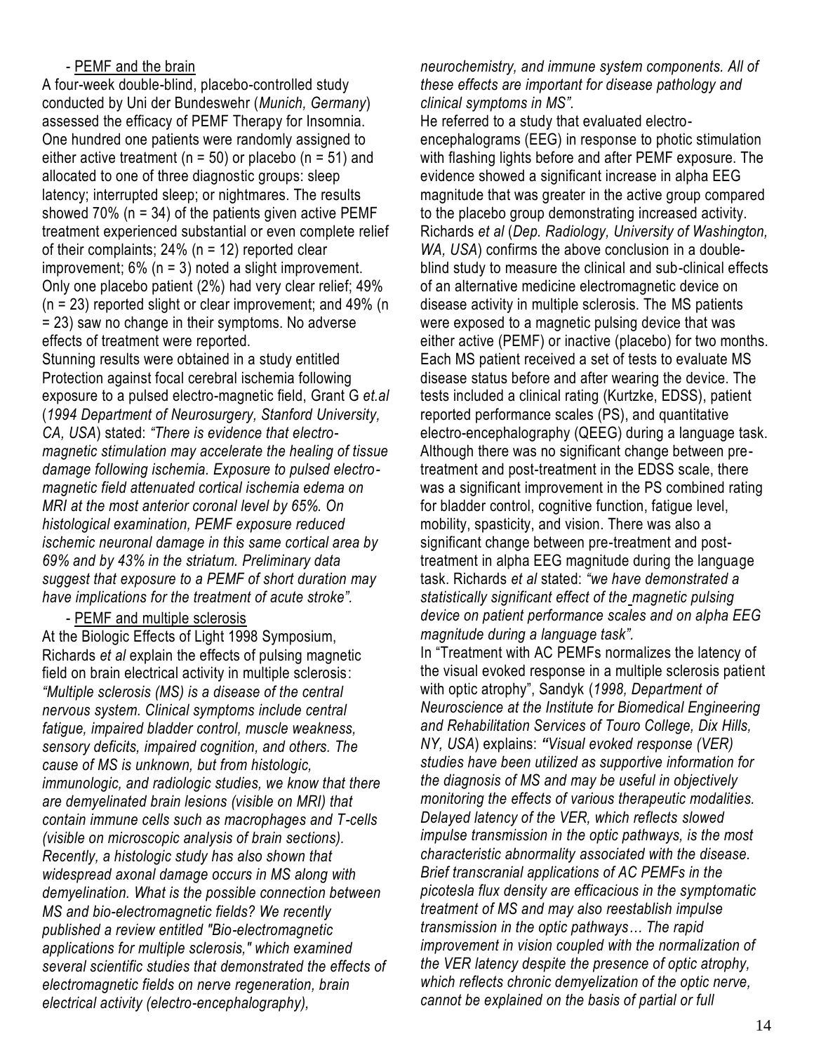- PEMF and the brain

A four-week double-blind, placebo-controlled study conducted by Uni der Bundeswehr (*Munich, Germany*) assessed the efficacy of PEMF Therapy for Insomnia. One hundred one patients were randomly assigned to either active treatment (n = 50) or placebo (n = 51) and allocated to one of three diagnostic groups: sleep latency; interrupted sleep; or nightmares. The results showed 70% (n = 34) of the patients given active PEMF treatment experienced substantial or even complete relief of their complaints; 24% (n = 12) reported clear improvement; 6% (n = 3) noted a slight improvement. Only one placebo patient (2%) had very clear relief; 49% (n = 23) reported slight or clear improvement; and 49% (n = 23) saw no change in their symptoms. No adverse effects of treatment were reported.

Stunning results were obtained in a study entitled Protection against focal cerebral ischemia following exposure to a pulsed electro-magnetic field, Grant G *et.al* (*1994 Department of Neurosurgery, Stanford University, CA, USA*) stated: *"There is evidence that electro-magnetic stimulation may accelerate the healing of tissue damage following ischemia. Exposure to pulsed electro-magnetic field attenuated cortical ischemia edema on MRI at the most anterior coronal level by 65%. On histological examination, PEMF exposure reduced ischemic neuronal damage in this same cortical area by 69% and by 43% in the striatum. Preliminary data suggest that exposure to a PEMF of short duration may have implications for the treatment of acute stroke".*

- PEMF and multiple sclerosis

At the Biologic Effects of Light 1998 Symposium, Richards *et al* explain the effects of pulsing magnetic field on brain electrical activity in multiple sclerosis: *"Multiple sclerosis (MS) is a disease of the central nervous system. Clinical symptoms include central fatigue, impaired bladder control, muscle weakness, sensory deficits, impaired cognition, and others. The cause of MS is unknown, but from histologic, immunologic, and radiologic studies, we know that there are demyelinated brain lesions (visible on MRI) that contain immune cells such as macrophages and T-cells (visible on microscopic analysis of brain sections). Recently, a histologic study has also shown that widespread axonal damage occurs in MS along with demyelination. What is the possible connection between MS and bio-electromagnetic fields? We recently published a review entitled "Bio-electromagnetic applications for multiple sclerosis," which examined several scientific studies that demonstrated the effects of electromagnetic fields on nerve regeneration, brain electrical activity (electro-encephalography), neurochemistry, and immune system components. All of these effects are important for disease pathology and clinical symptoms in MS".*

He referred to a study that evaluated electro-encephalograms (EEG) in response to photic stimulation with flashing lights before and after PEMF exposure. The evidence showed a significant increase in alpha EEG magnitude that was greater in the active group compared to the placebo group demonstrating increased activity. Richards *et al* (*Dep. Radiology, University of Washington, WA, USA*) confirms the above conclusion in a double-blind study to measure the clinical and sub-clinical effects of an alternative medicine electromagnetic device on disease activity in multiple sclerosis. The MS patients were exposed to a magnetic pulsing device that was either active (PEMF) or inactive (placebo) for two months. Each MS patient received a set of tests to evaluate MS disease status before and after wearing the device. The tests included a clinical rating (Kurtzke, EDSS), patient reported performance scales (PS), and quantitative electro-encephalography (QEEG) during a language task. Although there was no significant change between pre-treatment and post-treatment in the EDSS scale, there was a significant improvement in the PS combined rating for bladder control, cognitive function, fatigue level, mobility, spasticity, and vision. There was also a significant change between pre-treatment and post-treatment in alpha EEG magnitude during the language task. Richards *et al* stated: *"we have demonstrated a statistically significant effect of the magnetic pulsing device on patient performance scales and on alpha EEG magnitude during a language task".*

In "Treatment with AC PEMFs normalizes the latency of the visual evoked response in a multiple sclerosis patient with optic atrophy", Sandyk (*1998, Department of Neuroscience at the Institute for Biomedical Engineering and Rehabilitation Services of Touro College, Dix Hills, NY, USA*) explains: *"Visual evoked response (VER) studies have been utilized as supportive information for the diagnosis of MS and may be useful in objectively monitoring the effects of various therapeutic modalities. Delayed latency of the VER, which reflects slowed impulse transmission in the optic pathways, is the most characteristic abnormality associated with the disease. Brief transcranial applications of AC PEMFs in the picotesla flux density are efficacious in the symptomatic treatment of MS and may also reestablish impulse transmission in the optic pathways… The rapid improvement in vision coupled with the normalization of the VER latency despite the presence of optic atrophy, which reflects chronic demyelization of the optic nerve, cannot be explained on the basis of partial or full*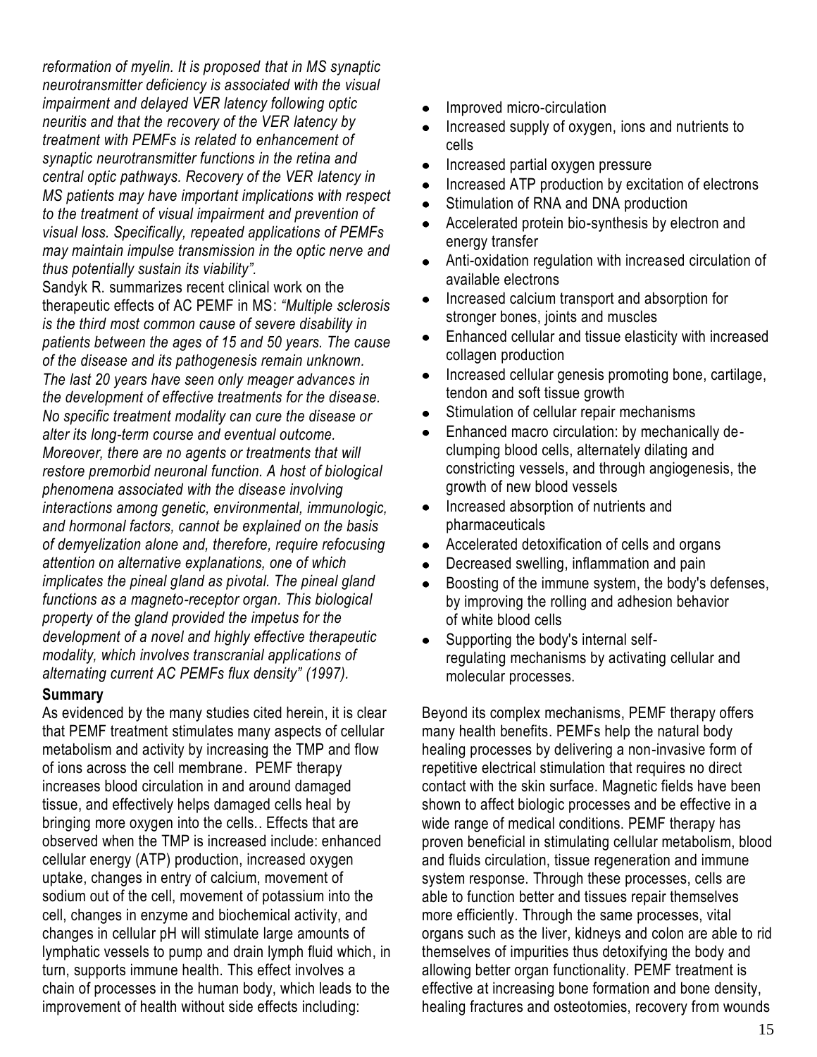*reformation of myelin. It is proposed that in MS synaptic neurotransmitter deficiency is associated with the visual impairment and delayed VER latency following optic neuritis and that the recovery of the VER latency by treatment with PEMFs is related to enhancement of synaptic neurotransmitter functions in the retina and central optic pathways. Recovery of the VER latency in MS patients may have important implications with respect to the treatment of visual impairment and prevention of visual loss. Specifically, repeated applications of PEMFs may maintain impulse transmission in the optic nerve and thus potentially sustain its viability".*

Sandyk R. summarizes recent clinical work on the therapeutic effects of AC PEMF in MS: *"Multiple sclerosis is the third most common cause of severe disability in patients between the ages of 15 and 50 years. The cause of the disease and its pathogenesis remain unknown. The last 20 years have seen only meager advances in the development of effective treatments for the disease. No specific treatment modality can cure the disease or alter its long-term course and eventual outcome. Moreover, there are no agents or treatments that will restore premorbid neuronal function. A host of biological phenomena associated with the disease involving interactions among genetic, environmental, immunologic, and hormonal factors, cannot be explained on the basis of demyelization alone and, therefore, require refocusing attention on alternative explanations, one of which implicates the pineal gland as pivotal. The pineal gland functions as a magneto-receptor organ. This biological property of the gland provided the impetus for the development of a novel and highly effective therapeutic modality, which involves transcranial applications of alternating current AC PEMFs flux density" (1997).*

**Summary**

As evidenced by the many studies cited herein, it is clear that PEMF treatment stimulates many aspects of cellular metabolism and activity by increasing the TMP and flow of ions across the cell membrane. PEMF therapy increases blood circulation in and around damaged tissue, and effectively helps damaged cells heal by bringing more oxygen into the cells.. Effects that are observed when the TMP is increased include: enhanced cellular energy (ATP) production, increased oxygen uptake, changes in entry of calcium, movement of sodium out of the cell, movement of potassium into the cell, changes in enzyme and biochemical activity, and changes in cellular pH will stimulate large amounts of lymphatic vessels to pump and drain lymph fluid which, in turn, supports immune health. This effect involves a chain of processes in the human body, which leads to the improvement of health without side effects including:

- Improved micro-circulation
- Increased supply of oxygen, ions and nutrients to cells
- Increased partial oxygen pressure
- Increased ATP production by excitation of electrons
- Stimulation of RNA and DNA production
- Accelerated protein bio-synthesis by electron and energy transfer
- Anti-oxidation regulation with increased circulation of available electrons
- Increased calcium transport and absorption for stronger bones, joints and muscles
- Enhanced cellular and tissue elasticity with increased collagen production
- Increased cellular genesis promoting bone, cartilage, tendon and soft tissue growth
- Stimulation of cellular repair mechanisms
- Enhanced macro circulation: by mechanically de-clumping blood cells, alternately dilating and constricting vessels, and through angiogenesis, the growth of new blood vessels
- Increased absorption of nutrients and pharmaceuticals
- Accelerated detoxification of cells and organs
- Decreased swelling, inflammation and pain
- Boosting of the immune system, the body's defenses, by improving the rolling and adhesion behavior of white blood cells
- Supporting the body's internal self-regulating mechanisms by activating cellular and molecular processes.

Beyond its complex mechanisms, PEMF therapy offers many health benefits. PEMFs help the natural body healing processes by delivering a non-invasive form of repetitive electrical stimulation that requires no direct contact with the skin surface. Magnetic fields have been shown to affect biologic processes and be effective in a wide range of medical conditions. PEMF therapy has proven beneficial in stimulating cellular metabolism, blood and fluids circulation, tissue regeneration and immune system response. Through these processes, cells are able to function better and tissues repair themselves more efficiently. Through the same processes, vital organs such as the liver, kidneys and colon are able to rid themselves of impurities thus detoxifying the body and allowing better organ functionality. PEMF treatment is effective at increasing bone formation and bone density, healing fractures and osteotomies, recovery from wounds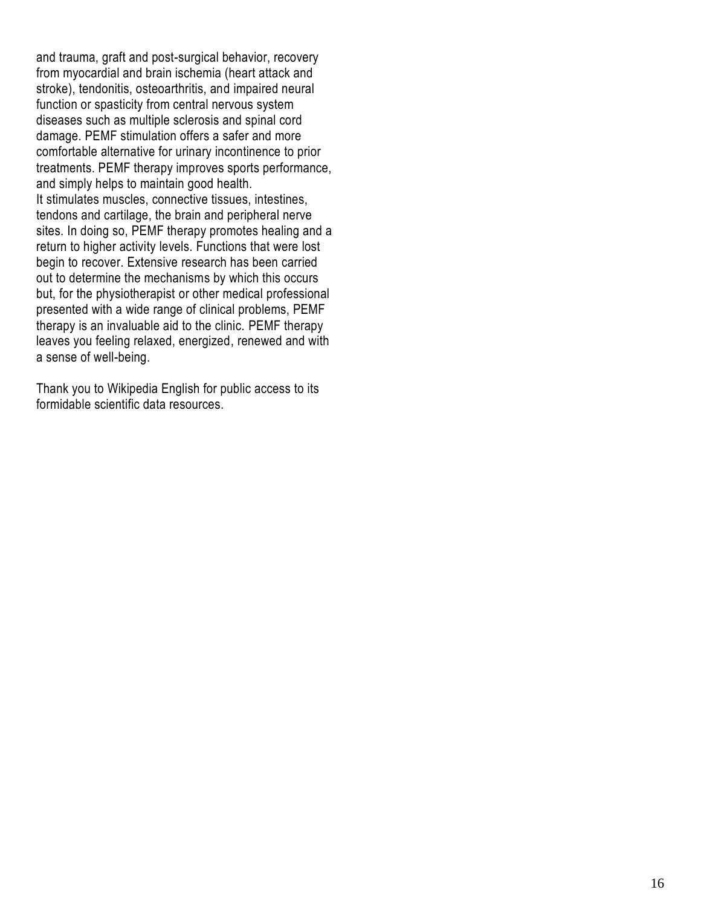and trauma, graft and post-surgical behavior, recovery from myocardial and brain ischemia (heart attack and stroke), tendonitis, osteoarthritis, and impaired neural function or spasticity from central nervous system diseases such as multiple sclerosis and spinal cord damage. PEMF stimulation offers a safer and more comfortable alternative for urinary incontinence to prior treatments. PEMF therapy improves sports performance, and simply helps to maintain good health.
It stimulates muscles, connective tissues, intestines, tendons and cartilage, the brain and peripheral nerve sites. In doing so, PEMF therapy promotes healing and a return to higher activity levels. Functions that were lost begin to recover. Extensive research has been carried out to determine the mechanisms by which this occurs but, for the physiotherapist or other medical professional presented with a wide range of clinical problems, PEMF therapy is an invaluable aid to the clinic. PEMF therapy leaves you feeling relaxed, energized, renewed and with a sense of well-being.

Thank you to Wikipedia English for public access to its formidable scientific data resources.